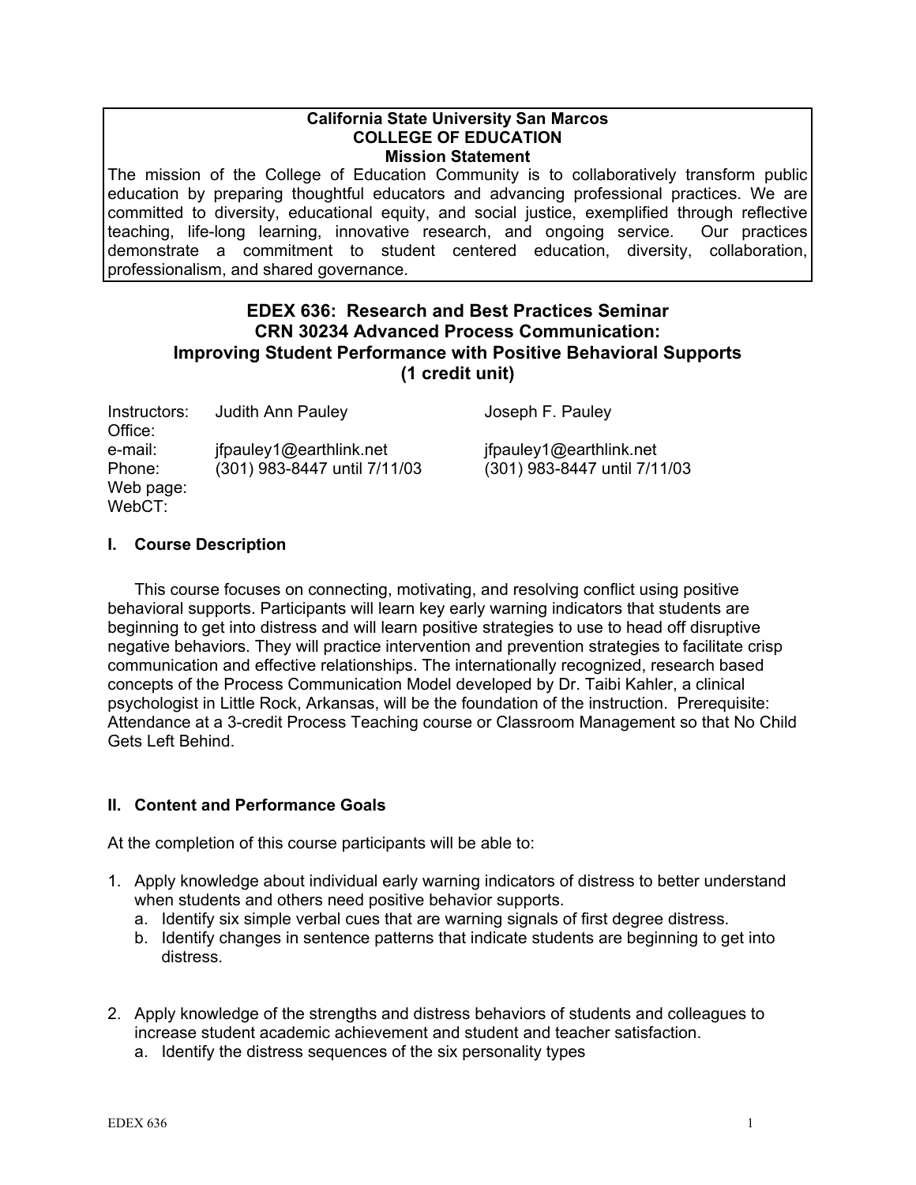**California State University San Marcos**
**COLLEGE OF EDUCATION**
**Mission Statement**

The mission of the College of Education Community is to collaboratively transform public education by preparing thoughtful educators and advancing professional practices. We are committed to diversity, educational equity, and social justice, exemplified through reflective teaching, life-long learning, innovative research, and ongoing service. Our practices demonstrate a commitment to student centered education, diversity, collaboration, professionalism, and shared governance.

# EDEX 636: Research and Best Practices Seminar
# CRN 30234 Advanced Process Communication:
# Improving Student Performance with Positive Behavioral Supports
# (1 credit unit)

| | | |
|---|---|---|
| Instructors: | Judith Ann Pauley | Joseph F. Pauley |
| Office: | | |
| e-mail: | jfpauley1@earthlink.net | jfpauley1@earthlink.net |
| Phone: | (301) 983-8447 until 7/11/03 | (301) 983-8447 until 7/11/03 |
| Web page: | | |
| WebCT: | | |

## I. Course Description

This course focuses on connecting, motivating, and resolving conflict using positive behavioral supports. Participants will learn key early warning indicators that students are beginning to get into distress and will learn positive strategies to use to head off disruptive negative behaviors. They will practice intervention and prevention strategies to facilitate crisp communication and effective relationships. The internationally recognized, research based concepts of the Process Communication Model developed by Dr. Taibi Kahler, a clinical psychologist in Little Rock, Arkansas, will be the foundation of the instruction. Prerequisite: Attendance at a 3-credit Process Teaching course or Classroom Management so that No Child Gets Left Behind.

## II. Content and Performance Goals

At the completion of this course participants will be able to:

1. Apply knowledge about individual early warning indicators of distress to better understand when students and others need positive behavior supports.
   a. Identify six simple verbal cues that are warning signals of first degree distress.
   b. Identify changes in sentence patterns that indicate students are beginning to get into distress.

2. Apply knowledge of the strengths and distress behaviors of students and colleagues to increase student academic achievement and student and teacher satisfaction.
   a. Identify the distress sequences of the six personality types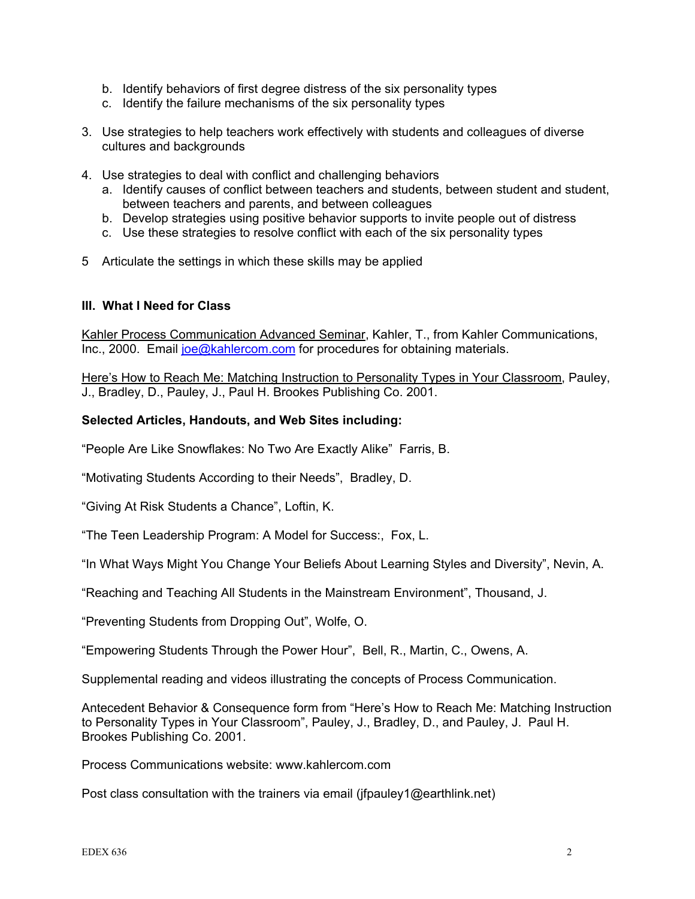b. Identify behaviors of first degree distress of the six personality types
   c. Identify the failure mechanisms of the six personality types

3. Use strategies to help teachers work effectively with students and colleagues of diverse cultures and backgrounds

4. Use strategies to deal with conflict and challenging behaviors
   a. Identify causes of conflict between teachers and students, between student and student, between teachers and parents, and between colleagues
   b. Develop strategies using positive behavior supports to invite people out of distress
   c. Use these strategies to resolve conflict with each of the six personality types

5 Articulate the settings in which these skills may be applied

### III. What I Need for Class

Kahler Process Communication Advanced Seminar, Kahler, T., from Kahler Communications, Inc., 2000. Email joe@kahlercom.com for procedures for obtaining materials.

Here's How to Reach Me: Matching Instruction to Personality Types in Your Classroom, Pauley, J., Bradley, D., Pauley, J., Paul H. Brookes Publishing Co. 2001.

**Selected Articles, Handouts, and Web Sites including:**

"People Are Like Snowflakes: No Two Are Exactly Alike" Farris, B.

"Motivating Students According to their Needs", Bradley, D.

"Giving At Risk Students a Chance", Loftin, K.

"The Teen Leadership Program: A Model for Success:, Fox, L.

"In What Ways Might You Change Your Beliefs About Learning Styles and Diversity", Nevin, A.

"Reaching and Teaching All Students in the Mainstream Environment", Thousand, J.

"Preventing Students from Dropping Out", Wolfe, O.

"Empowering Students Through the Power Hour", Bell, R., Martin, C., Owens, A.

Supplemental reading and videos illustrating the concepts of Process Communication.

Antecedent Behavior & Consequence form from "Here's How to Reach Me: Matching Instruction to Personality Types in Your Classroom", Pauley, J., Bradley, D., and Pauley, J. Paul H. Brookes Publishing Co. 2001.

Process Communications website: www.kahlercom.com

Post class consultation with the trainers via email (jfpauley1@earthlink.net)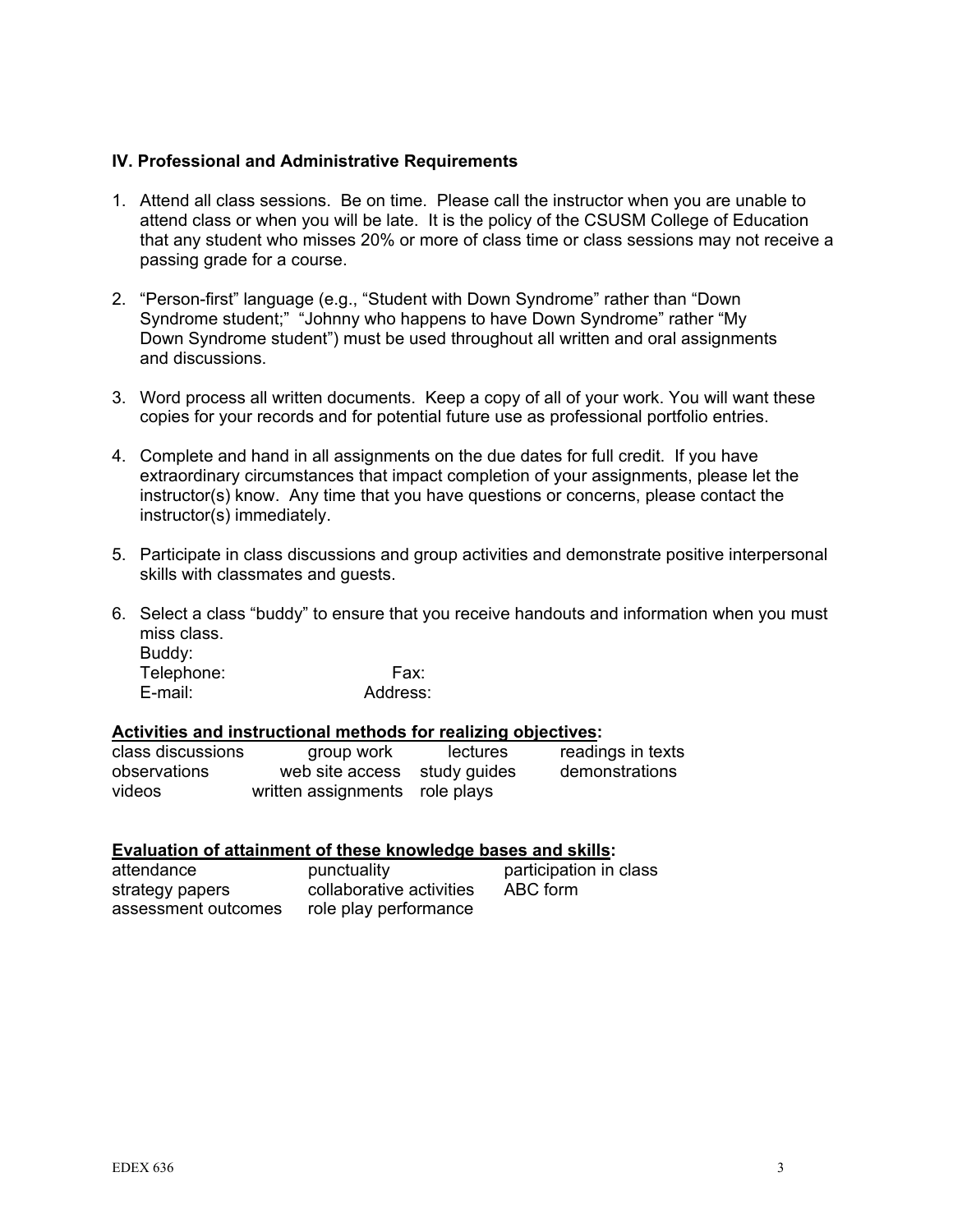### IV. Professional and Administrative Requirements

1. Attend all class sessions. Be on time. Please call the instructor when you are unable to attend class or when you will be late. It is the policy of the CSUSM College of Education that any student who misses 20% or more of class time or class sessions may not receive a passing grade for a course.

2. "Person-first" language (e.g., "Student with Down Syndrome" rather than "Down Syndrome student;" "Johnny who happens to have Down Syndrome" rather "My Down Syndrome student") must be used throughout all written and oral assignments and discussions.

3. Word process all written documents. Keep a copy of all of your work. You will want these copies for your records and for potential future use as professional portfolio entries.

4. Complete and hand in all assignments on the due dates for full credit. If you have extraordinary circumstances that impact completion of your assignments, please let the instructor(s) know. Any time that you have questions or concerns, please contact the instructor(s) immediately.

5. Participate in class discussions and group activities and demonstrate positive interpersonal skills with classmates and guests.

6. Select a class "buddy" to ensure that you receive handouts and information when you must miss class.
   Buddy:
   Telephone: Fax:
   E-mail: Address:

**<u>Activities and instructional methods for realizing objectives</u>:**

| | | | |
|---|---|---|---|
| class discussions | group work | lectures | readings in texts |
| observations | web site access | study guides | demonstrations |
| videos | written assignments | role plays | |

**<u>Evaluation of attainment of these knowledge bases and skills</u>:**

| | | |
|---|---|---|
| attendance | punctuality | participation in class |
| strategy papers | collaborative activities | ABC form |
| assessment outcomes | role play performance | |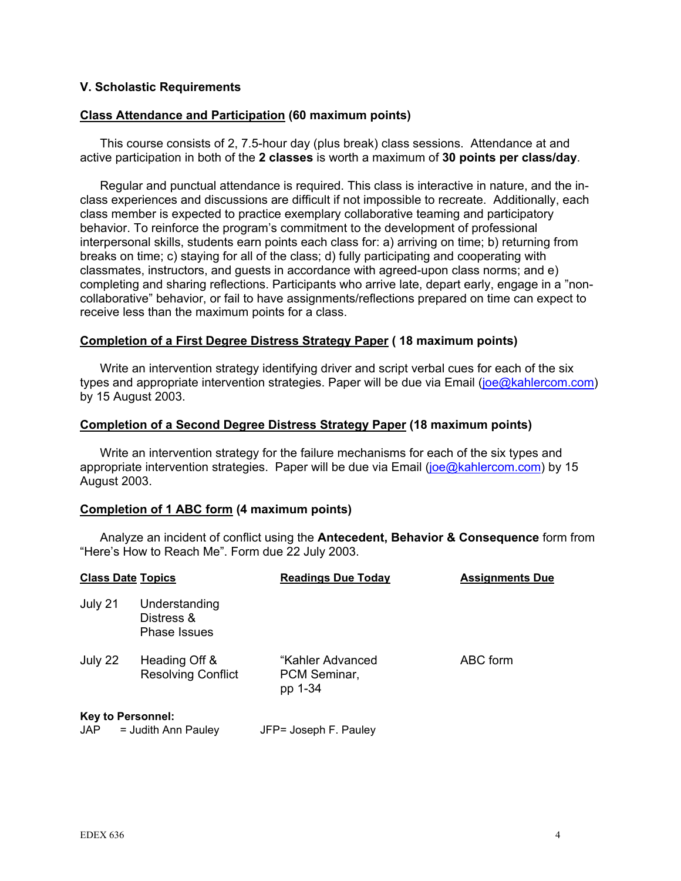### V. Scholastic Requirements

**<u>Class Attendance and Participation</u> (60 maximum points)**

This course consists of 2, 7.5-hour day (plus break) class sessions. Attendance at and active participation in both of the **2 classes** is worth a maximum of **30 points per class/day**.

Regular and punctual attendance is required. This class is interactive in nature, and the in-class experiences and discussions are difficult if not impossible to recreate. Additionally, each class member is expected to practice exemplary collaborative teaming and participatory behavior. To reinforce the program's commitment to the development of professional interpersonal skills, students earn points each class for: a) arriving on time; b) returning from breaks on time; c) staying for all of the class; d) fully participating and cooperating with classmates, instructors, and guests in accordance with agreed-upon class norms; and e) completing and sharing reflections. Participants who arrive late, depart early, engage in a "non-collaborative" behavior, or fail to have assignments/reflections prepared on time can expect to receive less than the maximum points for a class.

**<u>Completion of a First Degree Distress Strategy Paper</u> ( 18 maximum points)**

Write an intervention strategy identifying driver and script verbal cues for each of the six types and appropriate intervention strategies. Paper will be due via Email (joe@kahlercom.com) by 15 August 2003.

**<u>Completion of a Second Degree Distress Strategy Paper</u> (18 maximum points)**

Write an intervention strategy for the failure mechanisms for each of the six types and appropriate intervention strategies. Paper will be due via Email (joe@kahlercom.com) by 15 August 2003.

**<u>Completion of 1 ABC form</u> (4 maximum points)**

Analyze an incident of conflict using the **Antecedent, Behavior & Consequence** form from "Here's How to Reach Me". Form due 22 July 2003.

| **Class Date** | **Topics** | **Readings Due Today** | **Assignments Due** |
|---|---|---|---|
| July 21 | Understanding Distress & Phase Issues | | |
| July 22 | Heading Off & Resolving Conflict | "Kahler Advanced PCM Seminar, pp 1-34 | ABC form |

**Key to Personnel:**

JAP = Judith Ann Pauley    JFP= Joseph F. Pauley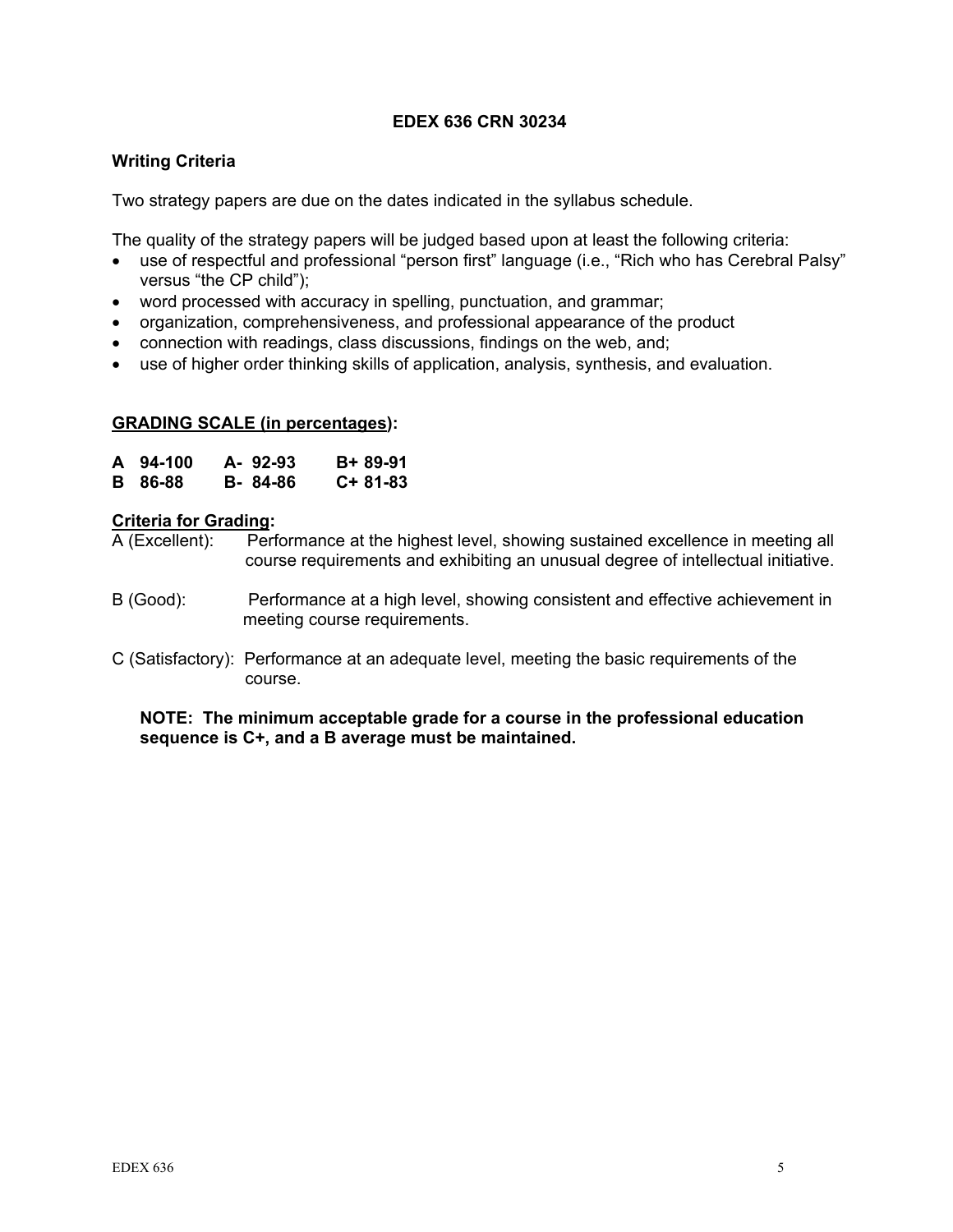**EDEX 636 CRN 30234**

### Writing Criteria

Two strategy papers are due on the dates indicated in the syllabus schedule.

The quality of the strategy papers will be judged based upon at least the following criteria:

- use of respectful and professional "person first" language (i.e., "Rich who has Cerebral Palsy" versus "the CP child");
- word processed with accuracy in spelling, punctuation, and grammar;
- organization, comprehensiveness, and professional appearance of the product
- connection with readings, class discussions, findings on the web, and;
- use of higher order thinking skills of application, analysis, synthesis, and evaluation.

### GRADING SCALE (in percentages):

| | | |
|---|---|---|
| **A 94-100** | **A- 92-93** | **B+ 89-91** |
| **B 86-88** | **B- 84-86** | **C+ 81-83** |

**Criteria for Grading:**

A (Excellent): Performance at the highest level, showing sustained excellence in meeting all course requirements and exhibiting an unusual degree of intellectual initiative.

B (Good): Performance at a high level, showing consistent and effective achievement in meeting course requirements.

C (Satisfactory): Performance at an adequate level, meeting the basic requirements of the course.

**NOTE: The minimum acceptable grade for a course in the professional education sequence is C+, and a B average must be maintained.**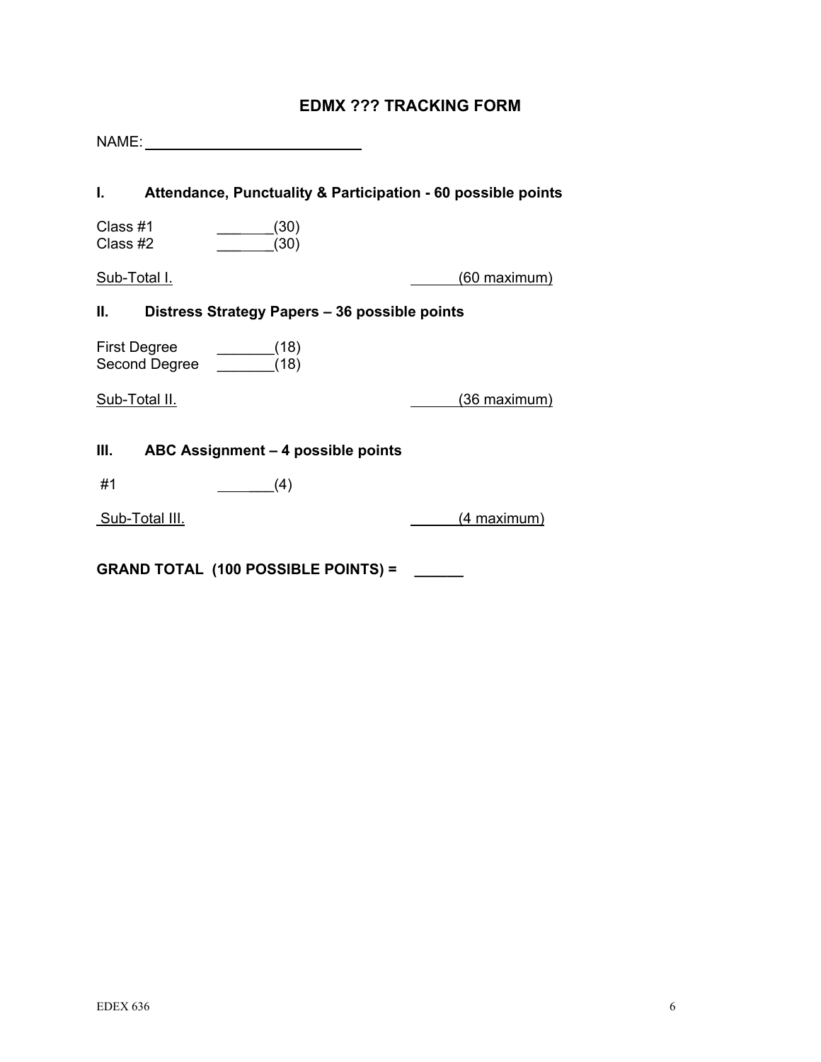## EDMX ??? TRACKING FORM

NAME: ___________________________

### I. Attendance, Punctuality & Participation - 60 possible points

Class #1 _______(30)
Class #2 _______(30)

Sub-Total I. ______(60 maximum)

### II. Distress Strategy Papers – 36 possible points

First Degree _______(18)
Second Degree _______(18)

Sub-Total II. ______(36 maximum)

### III. ABC Assignment – 4 possible points

#1 _______(4)

Sub-Total III. ______(4 maximum)

**GRAND TOTAL (100 POSSIBLE POINTS) = ______**